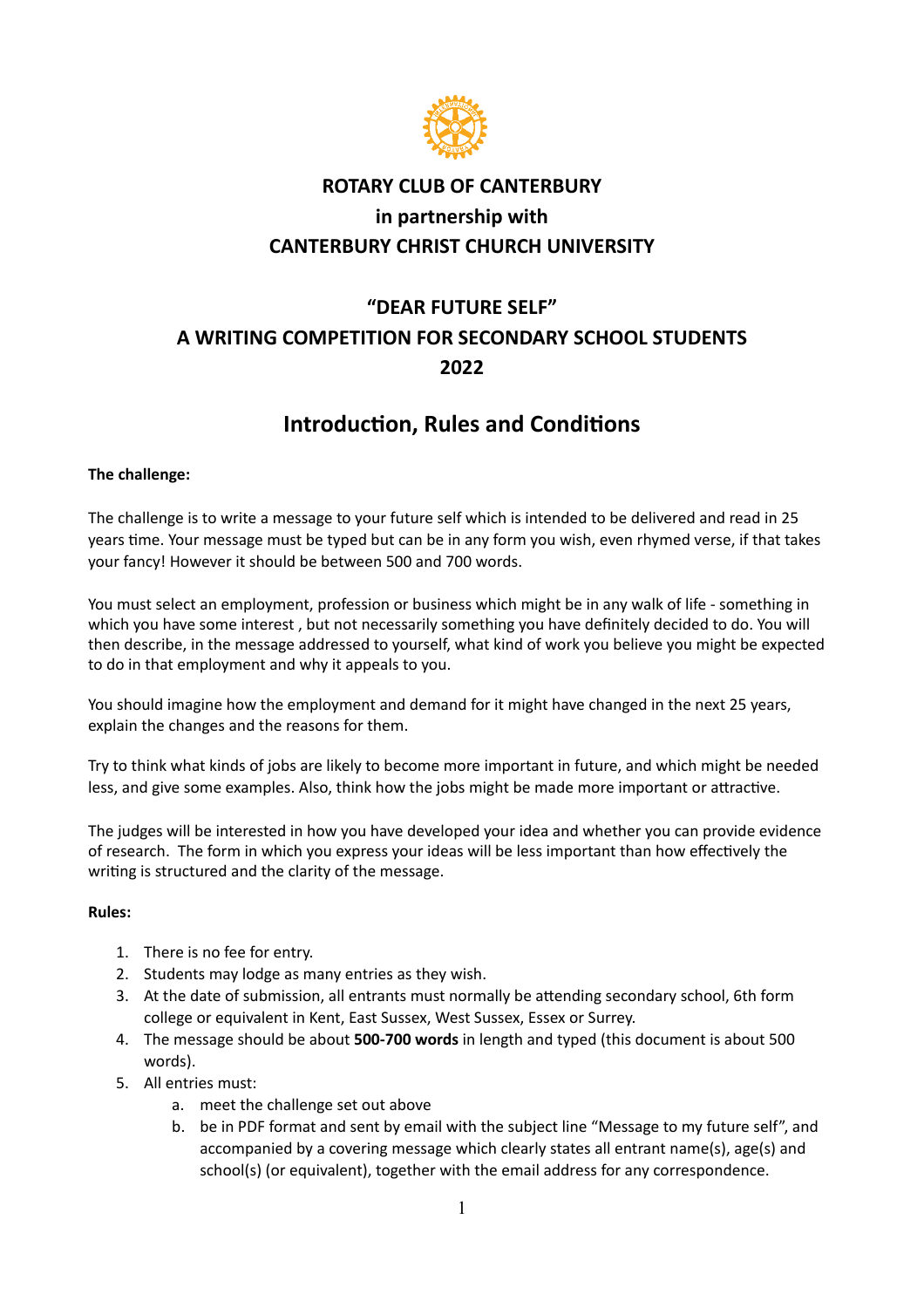# ROTARY CLUB OF CANTERBURY

# in partnership with

# CANTERBURY CHRIST CHURCH UNIVERSITY

## "DEAR FUTURE SELF"

## A WRITING COMPETITION FOR SECONDARY SCHOOL STUDENTS

## 2022

## Introduction, Rules and Conditions

**The challenge:**

The challenge is to write a message to your future self which is intended to be delivered and read in 25 years time. Your message must be typed but can be in any form you wish, even rhymed verse, if that takes your fancy! However it should be between 500 and 700 words.

You must select an employment, profession or business which might be in any walk of life - something in which you have some interest , but not necessarily something you have definitely decided to do. You will then describe, in the message addressed to yourself, what kind of work you believe you might be expected to do in that employment and why it appeals to you.

You should imagine how the employment and demand for it might have changed in the next 25 years, explain the changes and the reasons for them.

Try to think what kinds of jobs are likely to become more important in future, and which might be needed less, and give some examples. Also, think how the jobs might be made more important or attractive.

The judges will be interested in how you have developed your idea and whether you can provide evidence of research. The form in which you express your ideas will be less important than how effectively the writing is structured and the clarity of the message.

**Rules:**

1. There is no fee for entry.
2. Students may lodge as many entries as they wish.
3. At the date of submission, all entrants must normally be attending secondary school, 6th form college or equivalent in Kent, East Sussex, West Sussex, Essex or Surrey.
4. The message should be about **500-700 words** in length and typed (this document is about 500 words).
5. All entries must:
   a. meet the challenge set out above
   b. be in PDF format and sent by email with the subject line "Message to my future self", and accompanied by a covering message which clearly states all entrant name(s), age(s) and school(s) (or equivalent), together with the email address for any correspondence.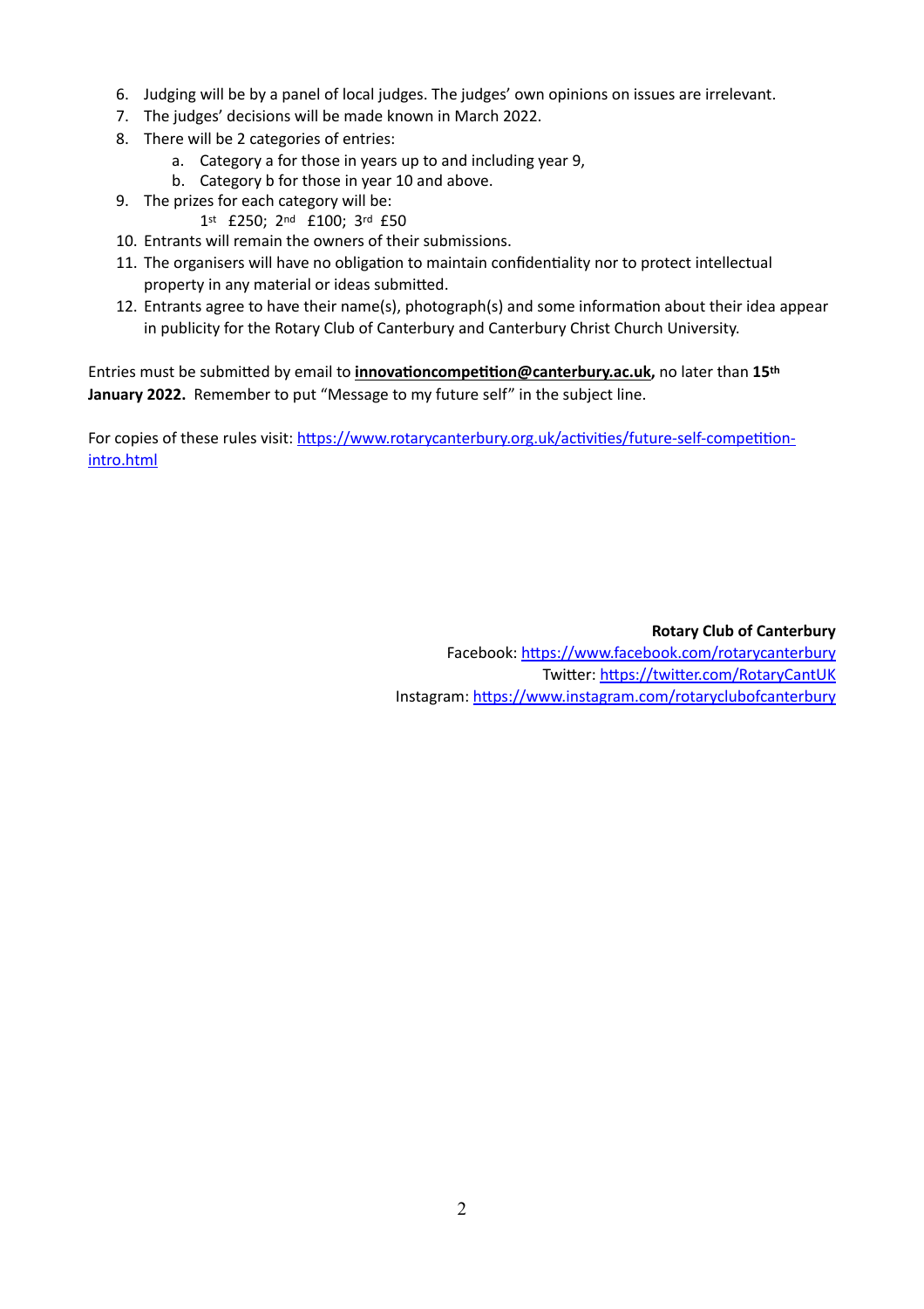6. Judging will be by a panel of local judges. The judges' own opinions on issues are irrelevant.
7. The judges' decisions will be made known in March 2022.
8. There will be 2 categories of entries:
    a. Category a for those in years up to and including year 9,
    b. Category b for those in year 10 and above.
9. The prizes for each category will be:
    1st £250; 2nd £100; 3rd £50
10. Entrants will remain the owners of their submissions.
11. The organisers will have no obligation to maintain confidentiality nor to protect intellectual property in any material or ideas submitted.
12. Entrants agree to have their name(s), photograph(s) and some information about their idea appear in publicity for the Rotary Club of Canterbury and Canterbury Christ Church University.

Entries must be submitted by email to **innovationcompetition@canterbury.ac.uk,** no later than **15th January 2022.** Remember to put "Message to my future self" in the subject line.

For copies of these rules visit: https://www.rotarycanterbury.org.uk/activities/future-self-competition-intro.html

**Rotary Club of Canterbury**
Facebook: https://www.facebook.com/rotarycanterbury
Twitter: https://twitter.com/RotaryCantUK
Instagram: https://www.instagram.com/rotaryclubofcanterbury